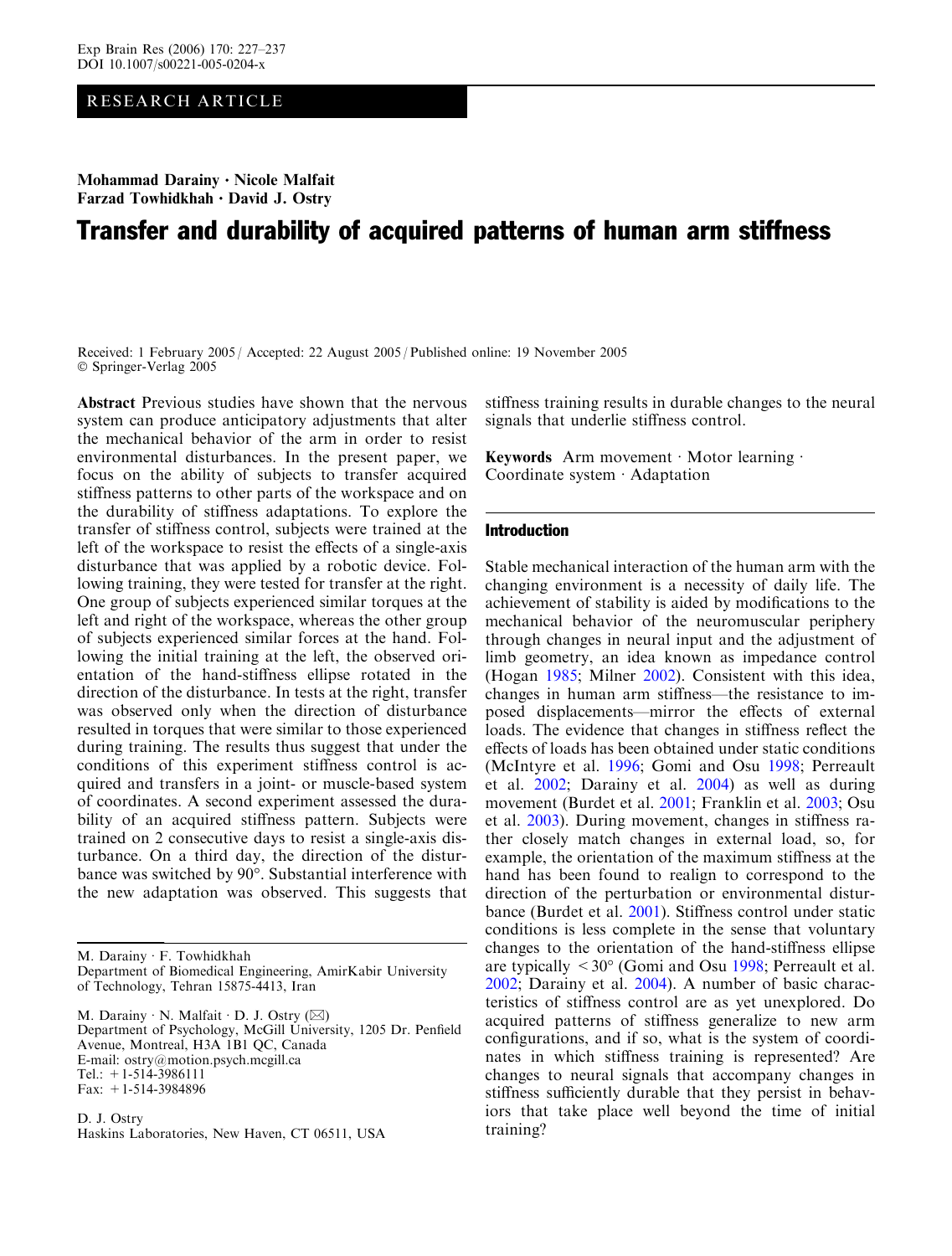RESEARCH ARTICLE

**Mohammad Darainy · Nicole Malfait**
**Farzad Towhidkhah · David J. Ostry**

# Transfer and durability of acquired patterns of human arm stiffness

Received: 1 February 2005 / Accepted: 22 August 2005 / Published online: 19 November 2005
© Springer-Verlag 2005

**Abstract** Previous studies have shown that the nervous system can produce anticipatory adjustments that alter the mechanical behavior of the arm in order to resist environmental disturbances. In the present paper, we focus on the ability of subjects to transfer acquired stiffness patterns to other parts of the workspace and on the durability of stiffness adaptations. To explore the transfer of stiffness control, subjects were trained at the left of the workspace to resist the effects of a single-axis disturbance that was applied by a robotic device. Following training, they were tested for transfer at the right. One group of subjects experienced similar torques at the left and right of the workspace, whereas the other group of subjects experienced similar forces at the hand. Following the initial training at the left, the observed orientation of the hand-stiffness ellipse rotated in the direction of the disturbance. In tests at the right, transfer was observed only when the direction of disturbance resulted in torques that were similar to those experienced during training. The results thus suggest that under the conditions of this experiment stiffness control is acquired and transfers in a joint- or muscle-based system of coordinates. A second experiment assessed the durability of an acquired stiffness pattern. Subjects were trained on 2 consecutive days to resist a single-axis disturbance. On a third day, the direction of the disturbance was switched by 90°. Substantial interference with the new adaptation was observed. This suggests that stiffness training results in durable changes to the neural signals that underlie stiffness control.

**Keywords** Arm movement · Motor learning · Coordinate system · Adaptation

M. Darainy · F. Towhidkhah
Department of Biomedical Engineering, AmirKabir University of Technology, Tehran 15875-4413, Iran

M. Darainy · N. Malfait · D. J. Ostry (✉)
Department of Psychology, McGill University, 1205 Dr. Penfield Avenue, Montreal, H3A 1B1 QC, Canada
E-mail: ostry@motion.psych.mcgill.ca
Tel.: +1-514-3986111
Fax: +1-514-3984896

D. J. Ostry
Haskins Laboratories, New Haven, CT 06511, USA

## Introduction

Stable mechanical interaction of the human arm with the changing environment is a necessity of daily life. The achievement of stability is aided by modifications to the mechanical behavior of the neuromuscular periphery through changes in neural input and the adjustment of limb geometry, an idea known as impedance control (Hogan 1985; Milner 2002). Consistent with this idea, changes in human arm stiffness—the resistance to imposed displacements—mirror the effects of external loads. The evidence that changes in stiffness reflect the effects of loads has been obtained under static conditions (McIntyre et al. 1996; Gomi and Osu 1998; Perreault et al. 2002; Darainy et al. 2004) as well as during movement (Burdet et al. 2001; Franklin et al. 2003; Osu et al. 2003). During movement, changes in stiffness rather closely match changes in external load, so, for example, the orientation of the maximum stiffness at the hand has been found to realign to correspond to the direction of the perturbation or environmental disturbance (Burdet et al. 2001). Stiffness control under static conditions is less complete in the sense that voluntary changes to the orientation of the hand-stiffness ellipse are typically <30° (Gomi and Osu 1998; Perreault et al. 2002; Darainy et al. 2004). A number of basic characteristics of stiffness control are as yet unexplored. Do acquired patterns of stiffness generalize to new arm configurations, and if so, what is the system of coordinates in which stiffness training is represented? Are changes to neural signals that accompany changes in stiffness sufficiently durable that they persist in behaviors that take place well beyond the time of initial training?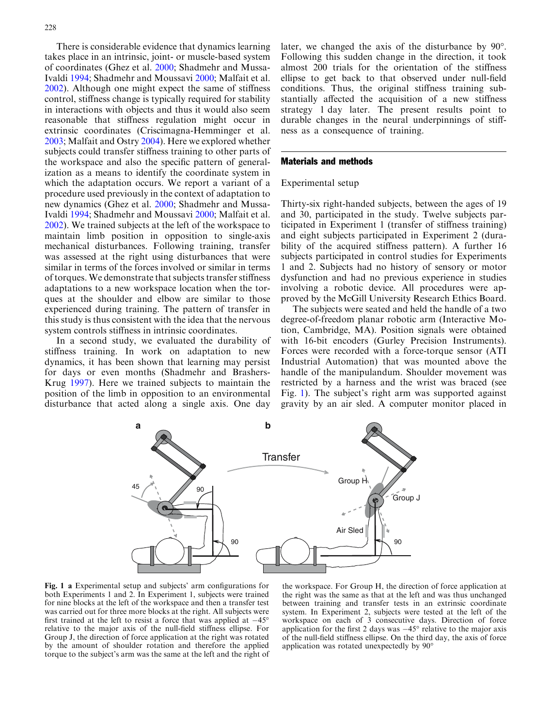There is considerable evidence that dynamics learning takes place in an intrinsic, joint- or muscle-based system of coordinates (Ghez et al. 2000; Shadmehr and Mussa-Ivaldi 1994; Shadmehr and Moussavi 2000; Malfait et al. 2002). Although one might expect the same of stiffness control, stiffness change is typically required for stability in interactions with objects and thus it would also seem reasonable that stiffness regulation might occur in extrinsic coordinates (Criscimagna-Hemminger et al. 2003; Malfait and Ostry 2004). Here we explored whether subjects could transfer stiffness training to other parts of the workspace and also the specific pattern of generalization as a means to identify the coordinate system in which the adaptation occurs. We report a variant of a procedure used previously in the context of adaptation to new dynamics (Ghez et al. 2000; Shadmehr and Mussa-Ivaldi 1994; Shadmehr and Moussavi 2000; Malfait et al. 2002). We trained subjects at the left of the workspace to maintain limb position in opposition to single-axis mechanical disturbances. Following training, transfer was assessed at the right using disturbances that were similar in terms of the forces involved or similar in terms of torques. We demonstrate that subjects transfer stiffness adaptations to a new workspace location when the torques at the shoulder and elbow are similar to those experienced during training. The pattern of transfer in this study is thus consistent with the idea that the nervous system controls stiffness in intrinsic coordinates.

In a second study, we evaluated the durability of stiffness training. In work on adaptation to new dynamics, it has been shown that learning may persist for days or even months (Shadmehr and Brashers-Krug 1997). Here we trained subjects to maintain the position of the limb in opposition to an environmental disturbance that acted along a single axis. One day later, we changed the axis of the disturbance by 90°. Following this sudden change in the direction, it took almost 200 trials for the orientation of the stiffness ellipse to get back to that observed under null-field conditions. Thus, the original stiffness training substantially affected the acquisition of a new stiffness strategy 1 day later. The present results point to durable changes in the neural underpinnings of stiffness as a consequence of training.

## Materials and methods

### Experimental setup

Thirty-six right-handed subjects, between the ages of 19 and 30, participated in the study. Twelve subjects participated in Experiment 1 (transfer of stiffness training) and eight subjects participated in Experiment 2 (durability of the acquired stiffness pattern). A further 16 subjects participated in control studies for Experiments 1 and 2. Subjects had no history of sensory or motor dysfunction and had no previous experience in studies involving a robotic device. All procedures were approved by the McGill University Research Ethics Board.

The subjects were seated and held the handle of a two degree-of-freedom planar robotic arm (Interactive Motion, Cambridge, MA). Position signals were obtained with 16-bit encoders (Gurley Precision Instruments). Forces were recorded with a force-torque sensor (ATI Industrial Automation) that was mounted above the handle of the manipulandum. Shoulder movement was restricted by a harness and the wrist was braced (see Fig. 1). The subject's right arm was supported against gravity by an air sled. A computer monitor placed in

a

b

Transfer

45

90

90

Group H

Group J

Air Sled

90

**Fig. 1** **a** Experimental setup and subjects' arm configurations for both Experiments 1 and 2. In Experiment 1, subjects were trained for nine blocks at the left of the workspace and then a transfer test was carried out for three more blocks at the right. All subjects were first trained at the left to resist a force that was applied at −45° relative to the major axis of the null-field stiffness ellipse. For Group J, the direction of force application at the right was rotated by the amount of shoulder rotation and therefore the applied torque to the subject's arm was the same at the left and the right of the workspace. For Group H, the direction of force application at the right was the same as that at the left and was thus unchanged between training and transfer tests in an extrinsic coordinate system. In Experiment 2, subjects were tested at the left of the workspace on each of 3 consecutive days. Direction of force application for the first 2 days was −45° relative to the major axis of the null-field stiffness ellipse. On the third day, the axis of force application was rotated unexpectedly by 90°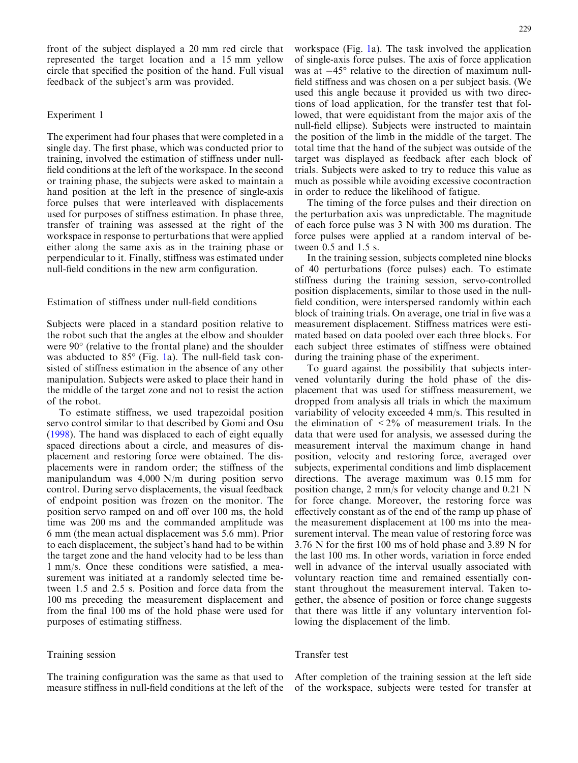front of the subject displayed a 20 mm red circle that represented the target location and a 15 mm yellow circle that specified the position of the hand. Full visual feedback of the subject's arm was provided.

## Experiment 1

The experiment had four phases that were completed in a single day. The first phase, which was conducted prior to training, involved the estimation of stiffness under null-field conditions at the left of the workspace. In the second or training phase, the subjects were asked to maintain a hand position at the left in the presence of single-axis force pulses that were interleaved with displacements used for purposes of stiffness estimation. In phase three, transfer of training was assessed at the right of the workspace in response to perturbations that were applied either along the same axis as in the training phase or perpendicular to it. Finally, stiffness was estimated under null-field conditions in the new arm configuration.

### Estimation of stiffness under null-field conditions

Subjects were placed in a standard position relative to the robot such that the angles at the elbow and shoulder were 90° (relative to the frontal plane) and the shoulder was abducted to 85° (Fig. 1a). The null-field task consisted of stiffness estimation in the absence of any other manipulation. Subjects were asked to place their hand in the middle of the target zone and not to resist the action of the robot.

To estimate stiffness, we used trapezoidal position servo control similar to that described by Gomi and Osu (1998). The hand was displaced to each of eight equally spaced directions about a circle, and measures of displacement and restoring force were obtained. The displacements were in random order; the stiffness of the manipulandum was 4,000 N/m during position servo control. During servo displacements, the visual feedback of endpoint position was frozen on the monitor. The position servo ramped on and off over 100 ms, the hold time was 200 ms and the commanded amplitude was 6 mm (the mean actual displacement was 5.6 mm). Prior to each displacement, the subject's hand had to be within the target zone and the hand velocity had to be less than 1 mm/s. Once these conditions were satisfied, a measurement was initiated at a randomly selected time between 1.5 and 2.5 s. Position and force data from the 100 ms preceding the measurement displacement and from the final 100 ms of the hold phase were used for purposes of estimating stiffness.

### Training session

The training configuration was the same as that used to measure stiffness in null-field conditions at the left of the workspace (Fig. 1a). The task involved the application of single-axis force pulses. The axis of force application was at −45° relative to the direction of maximum null-field stiffness and was chosen on a per subject basis. (We used this angle because it provided us with two directions of load application, for the transfer test that followed, that were equidistant from the major axis of the null-field ellipse). Subjects were instructed to maintain the position of the limb in the middle of the target. The total time that the hand of the subject was outside of the target was displayed as feedback after each block of trials. Subjects were asked to try to reduce this value as much as possible while avoiding excessive cocontraction in order to reduce the likelihood of fatigue.

The timing of the force pulses and their direction on the perturbation axis was unpredictable. The magnitude of each force pulse was 3 N with 300 ms duration. The force pulses were applied at a random interval of between 0.5 and 1.5 s.

In the training session, subjects completed nine blocks of 40 perturbations (force pulses) each. To estimate stiffness during the training session, servo-controlled position displacements, similar to those used in the null-field condition, were interspersed randomly within each block of training trials. On average, one trial in five was a measurement displacement. Stiffness matrices were estimated based on data pooled over each three blocks. For each subject three estimates of stiffness were obtained during the training phase of the experiment.

To guard against the possibility that subjects intervened voluntarily during the hold phase of the displacement that was used for stiffness measurement, we dropped from analysis all trials in which the maximum variability of velocity exceeded 4 mm/s. This resulted in the elimination of <2% of measurement trials. In the data that were used for analysis, we assessed during the measurement interval the maximum change in hand position, velocity and restoring force, averaged over subjects, experimental conditions and limb displacement directions. The average maximum was 0.15 mm for position change, 2 mm/s for velocity change and 0.21 N for force change. Moreover, the restoring force was effectively constant as of the end of the ramp up phase of the measurement displacement at 100 ms into the measurement interval. The mean value of restoring force was 3.76 N for the first 100 ms of hold phase and 3.89 N for the last 100 ms. In other words, variation in force ended well in advance of the interval usually associated with voluntary reaction time and remained essentially constant throughout the measurement interval. Taken together, the absence of position or force change suggests that there was little if any voluntary intervention following the displacement of the limb.

### Transfer test

After completion of the training session at the left side of the workspace, subjects were tested for transfer at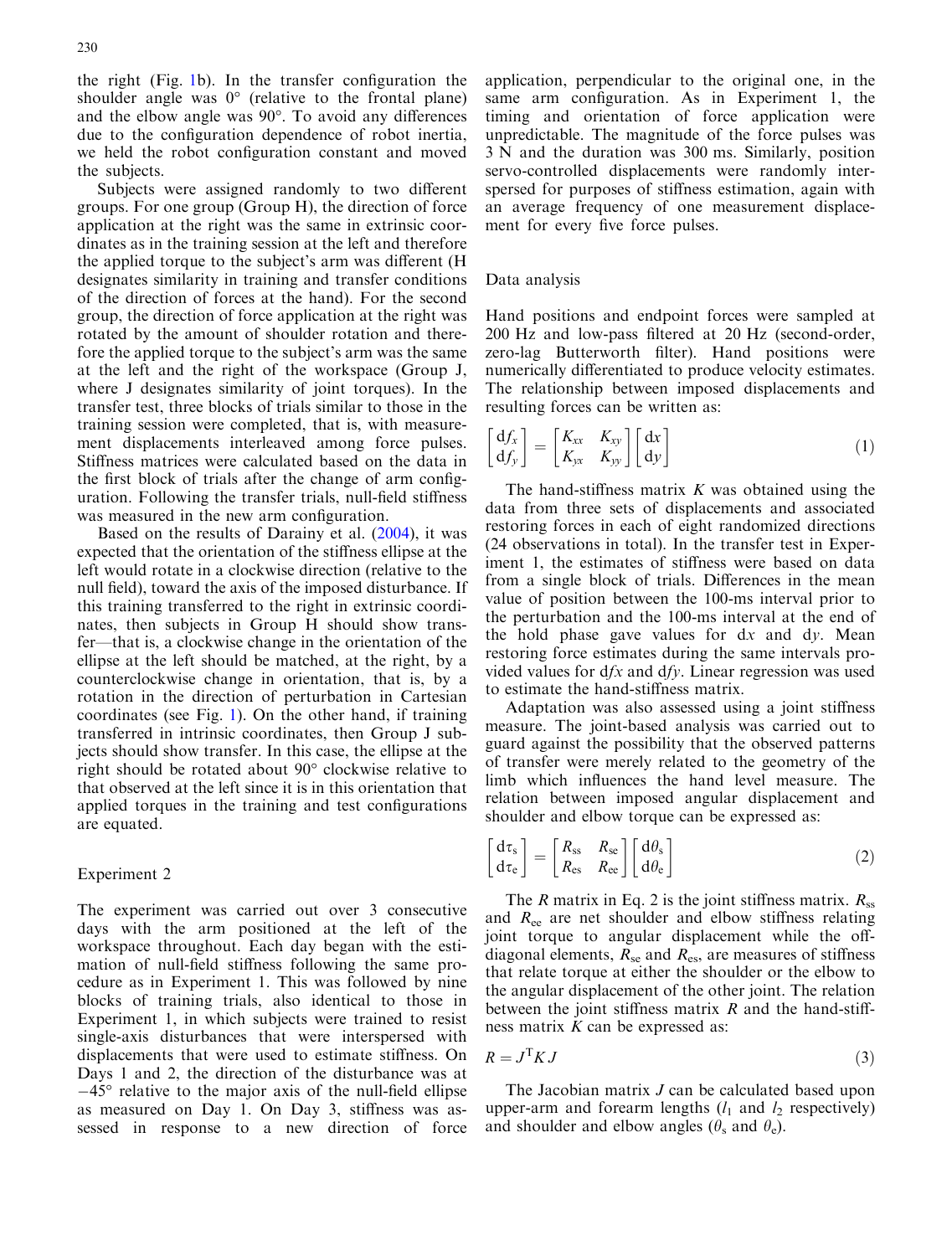the right (Fig. 1b). In the transfer configuration the shoulder angle was 0° (relative to the frontal plane) and the elbow angle was 90°. To avoid any differences due to the configuration dependence of robot inertia, we held the robot configuration constant and moved the subjects.

Subjects were assigned randomly to two different groups. For one group (Group H), the direction of force application at the right was the same in extrinsic coordinates as in the training session at the left and therefore the applied torque to the subject's arm was different (H designates similarity in training and transfer conditions of the direction of forces at the hand). For the second group, the direction of force application at the right was rotated by the amount of shoulder rotation and therefore the applied torque to the subject's arm was the same at the left and the right of the workspace (Group J, where J designates similarity of joint torques). In the transfer test, three blocks of trials similar to those in the training session were completed, that is, with measurement displacements interleaved among force pulses. Stiffness matrices were calculated based on the data in the first block of trials after the change of arm configuration. Following the transfer trials, null-field stiffness was measured in the new arm configuration.

Based on the results of Darainy et al. (2004), it was expected that the orientation of the stiffness ellipse at the left would rotate in a clockwise direction (relative to the null field), toward the axis of the imposed disturbance. If this training transferred to the right in extrinsic coordinates, then subjects in Group H should show transfer—that is, a clockwise change in the orientation of the ellipse at the left should be matched, at the right, by a counterclockwise change in orientation, that is, by a rotation in the direction of perturbation in Cartesian coordinates (see Fig. 1). On the other hand, if training transferred in intrinsic coordinates, then Group J subjects should show transfer. In this case, the ellipse at the right should be rotated about 90° clockwise relative to that observed at the left since it is in this orientation that applied torques in the training and test configurations are equated.

## Experiment 2

The experiment was carried out over 3 consecutive days with the arm positioned at the left of the workspace throughout. Each day began with the estimation of null-field stiffness following the same procedure as in Experiment 1. This was followed by nine blocks of training trials, also identical to those in Experiment 1, in which subjects were trained to resist single-axis disturbances that were interspersed with displacements that were used to estimate stiffness. On Days 1 and 2, the direction of the disturbance was at −45° relative to the major axis of the null-field ellipse as measured on Day 1. On Day 3, stiffness was assessed in response to a new direction of force application, perpendicular to the original one, in the same arm configuration. As in Experiment 1, the timing and orientation of force application were unpredictable. The magnitude of the force pulses was 3 N and the duration was 300 ms. Similarly, position servo-controlled displacements were randomly interspersed for purposes of stiffness estimation, again with an average frequency of one measurement displacement for every five force pulses.

## Data analysis

Hand positions and endpoint forces were sampled at 200 Hz and low-pass filtered at 20 Hz (second-order, zero-lag Butterworth filter). Hand positions were numerically differentiated to produce velocity estimates. The relationship between imposed displacements and resulting forces can be written as:

$$\begin{bmatrix} df_x \\ df_y \end{bmatrix} = \begin{bmatrix} K_{xx} & K_{xy} \\ K_{yx} & K_{yy} \end{bmatrix} \begin{bmatrix} dx \\ dy \end{bmatrix} \tag{1}$$

The hand-stiffness matrix $K$ was obtained using the data from three sets of displacements and associated restoring forces in each of eight randomized directions (24 observations in total). In the transfer test in Experiment 1, the estimates of stiffness were based on data from a single block of trials. Differences in the mean value of position between the 100-ms interval prior to the perturbation and the 100-ms interval at the end of the hold phase gave values for $dx$ and $dy$. Mean restoring force estimates during the same intervals provided values for $dfx$ and $dfy$. Linear regression was used to estimate the hand-stiffness matrix.

Adaptation was also assessed using a joint stiffness measure. The joint-based analysis was carried out to guard against the possibility that the observed patterns of transfer were merely related to the geometry of the limb which influences the hand level measure. The relation between imposed angular displacement and shoulder and elbow torque can be expressed as:

$$\begin{bmatrix} d\tau_s \\ d\tau_e \end{bmatrix} = \begin{bmatrix} R_{ss} & R_{se} \\ R_{es} & R_{ee} \end{bmatrix} \begin{bmatrix} d\theta_s \\ d\theta_e \end{bmatrix} \tag{2}$$

The $R$ matrix in Eq. 2 is the joint stiffness matrix. $R_{ss}$ and $R_{ee}$ are net shoulder and elbow stiffness relating joint torque to angular displacement while the off-diagonal elements, $R_{se}$ and $R_{es}$, are measures of stiffness that relate torque at either the shoulder or the elbow to the angular displacement of the other joint. The relation between the joint stiffness matrix $R$ and the hand-stiffness matrix $K$ can be expressed as:

$$R = J^{T} K J \tag{3}$$

The Jacobian matrix $J$ can be calculated based upon upper-arm and forearm lengths ($l_1$ and $l_2$ respectively) and shoulder and elbow angles ($\theta_s$ and $\theta_e$).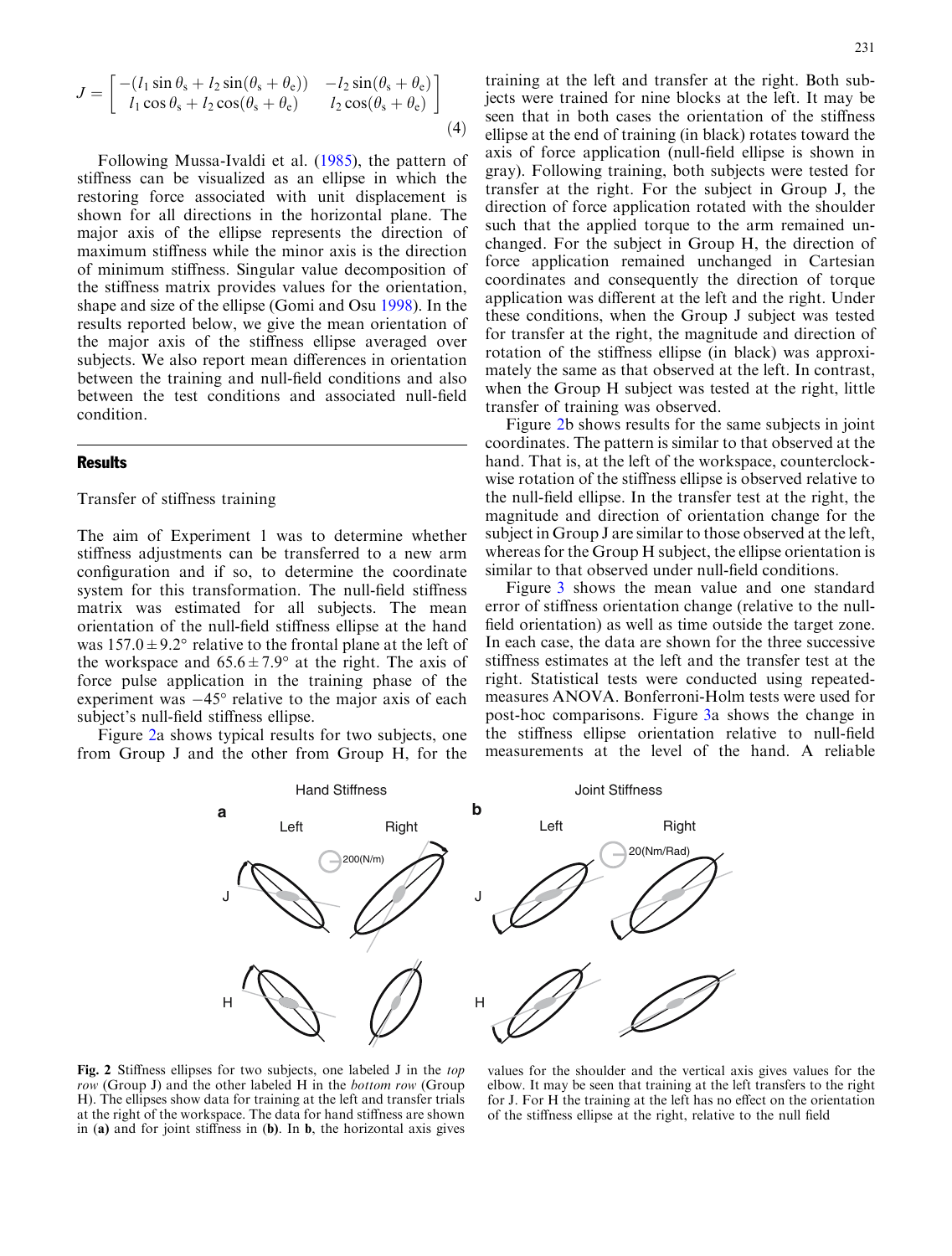$$J = \begin{bmatrix} -(l_1 \sin\theta_s + l_2 \sin(\theta_s + \theta_e)) & -l_2 \sin(\theta_s + \theta_e) \\ l_1 \cos\theta_s + l_2 \cos(\theta_s + \theta_e) & l_2 \cos(\theta_s + \theta_e) \end{bmatrix} \quad (4)$$

Following Mussa-Ivaldi et al. (1985), the pattern of stiffness can be visualized as an ellipse in which the restoring force associated with unit displacement is shown for all directions in the horizontal plane. The major axis of the ellipse represents the direction of maximum stiffness while the minor axis is the direction of minimum stiffness. Singular value decomposition of the stiffness matrix provides values for the orientation, shape and size of the ellipse (Gomi and Osu 1998). In the results reported below, we give the mean orientation of the major axis of the stiffness ellipse averaged over subjects. We also report mean differences in orientation between the training and null-field conditions and also between the test conditions and associated null-field condition.

## Results

### Transfer of stiffness training

The aim of Experiment 1 was to determine whether stiffness adjustments can be transferred to a new arm configuration and if so, to determine the coordinate system for this transformation. The null-field stiffness matrix was estimated for all subjects. The mean orientation of the null-field stiffness ellipse at the hand was $157.0 \pm 9.2°$ relative to the frontal plane at the left of the workspace and $65.6 \pm 7.9°$ at the right. The axis of force pulse application in the training phase of the experiment was $-45°$ relative to the major axis of each subject's null-field stiffness ellipse.

Figure 2a shows typical results for two subjects, one from Group J and the other from Group H, for the training at the left and transfer at the right. Both subjects were trained for nine blocks at the left. It may be seen that in both cases the orientation of the stiffness ellipse at the end of training (in black) rotates toward the axis of force application (null-field ellipse is shown in gray). Following training, both subjects were tested for transfer at the right. For the subject in Group J, the direction of force application rotated with the shoulder such that the applied torque to the arm remained unchanged. For the subject in Group H, the direction of force application remained unchanged in Cartesian coordinates and consequently the direction of torque application was different at the left and the right. Under these conditions, when the Group J subject was tested for transfer at the right, the magnitude and direction of rotation of the stiffness ellipse (in black) was approximately the same as that observed at the left. In contrast, when the Group H subject was tested at the right, little transfer of training was observed.

Figure 2b shows results for the same subjects in joint coordinates. The pattern is similar to that observed at the hand. That is, at the left of the workspace, counterclockwise rotation of the stiffness ellipse is observed relative to the null-field ellipse. In the transfer test at the right, the magnitude and direction of orientation change for the subject in Group J are similar to those observed at the left, whereas for the Group H subject, the ellipse orientation is similar to that observed under null-field conditions.

Figure 3 shows the mean value and one standard error of stiffness orientation change (relative to the null-field orientation) as well as time outside the target zone. In each case, the data are shown for the three successive stiffness estimates at the left and the transfer test at the right. Statistical tests were conducted using repeated-measures ANOVA. Bonferroni-Holm tests were used for post-hoc comparisons. Figure 3a shows the change in the stiffness ellipse orientation relative to null-field measurements at the level of the hand. A reliable

Hand Stiffness
a
Left
Right
200(N/m)
J
H

Joint Stiffness
b
Left
Right
20(Nm/Rad)
J
H

**Fig. 2** Stiffness ellipses for two subjects, one labeled J in the *top row* (Group J) and the other labeled H in the *bottom row* (Group H). The ellipses show data for training at the left and transfer trials at the right of the workspace. The data for hand stiffness are shown in (**a**) and for joint stiffness in (**b**). In **b**, the horizontal axis gives values for the shoulder and the vertical axis gives values for the elbow. It may be seen that training at the left transfers to the right for J. For H the training at the left has no effect on the orientation of the stiffness ellipse at the right, relative to the null field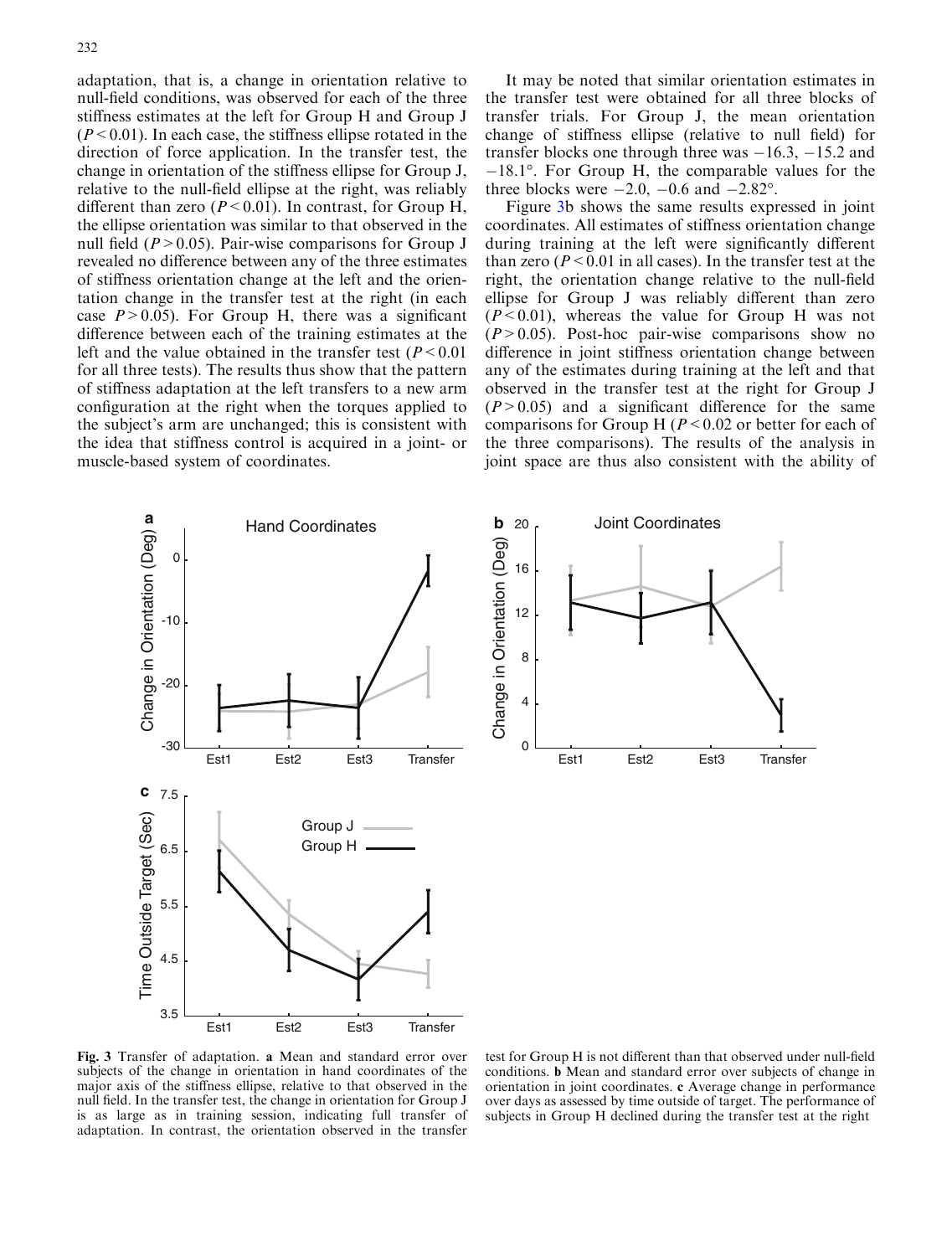adaptation, that is, a change in orientation relative to null-field conditions, was observed for each of the three stiffness estimates at the left for Group H and Group J ($P < 0.01$). In each case, the stiffness ellipse rotated in the direction of force application. In the transfer test, the change in orientation of the stiffness ellipse for Group J, relative to the null-field ellipse at the right, was reliably different than zero ($P < 0.01$). In contrast, for Group H, the ellipse orientation was similar to that observed in the null field ($P > 0.05$). Pair-wise comparisons for Group J revealed no difference between any of the three estimates of stiffness orientation change at the left and the orientation change in the transfer test at the right (in each case $P > 0.05$). For Group H, there was a significant difference between each of the training estimates at the left and the value obtained in the transfer test ($P < 0.01$ for all three tests). The results thus show that the pattern of stiffness adaptation at the left transfers to a new arm configuration at the right when the torques applied to the subject's arm are unchanged; this is consistent with the idea that stiffness control is acquired in a joint- or muscle-based system of coordinates.

It may be noted that similar orientation estimates in the transfer test were obtained for all three blocks of transfer trials. For Group J, the mean orientation change of stiffness ellipse (relative to null field) for transfer blocks one through three was −16.3, −15.2 and −18.1°. For Group H, the comparable values for the three blocks were −2.0, −0.6 and −2.82°.

Figure 3b shows the same results expressed in joint coordinates. All estimates of stiffness orientation change during training at the left were significantly different than zero ($P < 0.01$ in all cases). In the transfer test at the right, the orientation change relative to the null-field ellipse for Group J was reliably different than zero ($P < 0.01$), whereas the value for Group H was not ($P > 0.05$). Post-hoc pair-wise comparisons show no difference in joint stiffness orientation change between any of the estimates during training at the left and that observed in the transfer test at the right for Group J ($P > 0.05$) and a significant difference for the same comparisons for Group H ($P < 0.02$ or better for each of the three comparisons). The results of the analysis in joint space are thus also consistent with the ability of

**a** Hand Coordinates
Change in Orientation (Deg)
0
-10
-20
-30
Est1 Est2 Est3 Transfer

**b** Joint Coordinates
Change in Orientation (Deg)
20
16
12
8
4
0
Est1 Est2 Est3 Transfer

**c**
Time Outside Target (Sec)
7.5
6.5
5.5
4.5
3.5
Est1 Est2 Est3 Transfer
Group J
Group H

**Fig. 3** Transfer of adaptation. **a** Mean and standard error over subjects of the change in orientation in hand coordinates of the major axis of the stiffness ellipse, relative to that observed in the null field. In the transfer test, the change in orientation for Group J is as large as in training session, indicating full transfer of adaptation. In contrast, the orientation observed in the transfer test for Group H is not different than that observed under null-field conditions. **b** Mean and standard error over subjects of change in orientation in joint coordinates. **c** Average change in performance over days as assessed by time outside of target. The performance of subjects in Group H declined during the transfer test at the right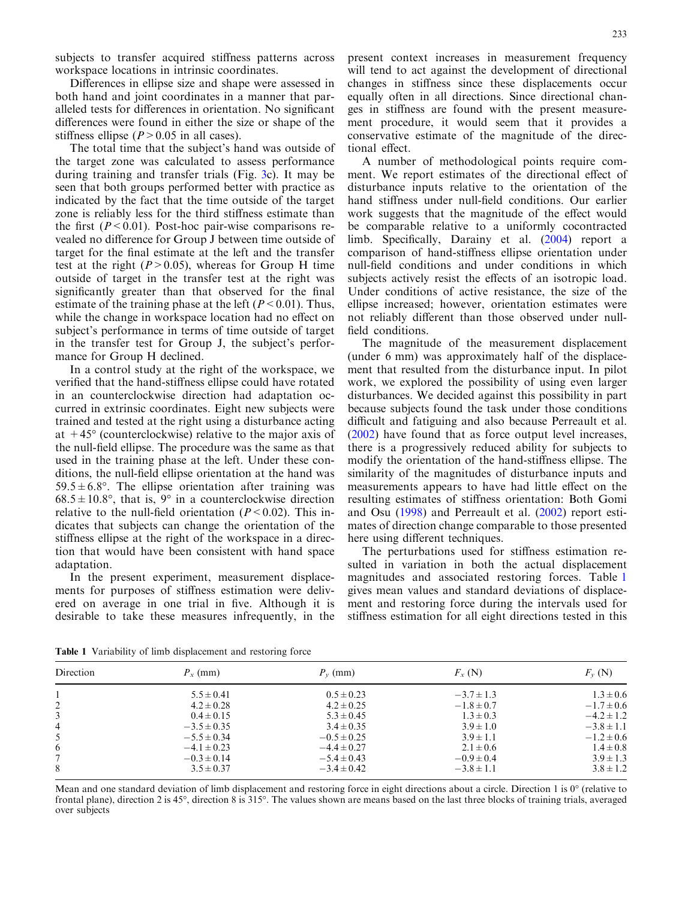subjects to transfer acquired stiffness patterns across workspace locations in intrinsic coordinates.

Differences in ellipse size and shape were assessed in both hand and joint coordinates in a manner that paralleled tests for differences in orientation. No significant differences were found in either the size or shape of the stiffness ellipse ($P > 0.05$ in all cases).

The total time that the subject's hand was outside of the target zone was calculated to assess performance during training and transfer trials (Fig. 3c). It may be seen that both groups performed better with practice as indicated by the fact that the time outside of the target zone is reliably less for the third stiffness estimate than the first ($P < 0.01$). Post-hoc pair-wise comparisons revealed no difference for Group J between time outside of target for the final estimate at the left and the transfer test at the right ($P > 0.05$), whereas for Group H time outside of target in the transfer test at the right was significantly greater than that observed for the final estimate of the training phase at the left ($P < 0.01$). Thus, while the change in workspace location had no effect on subject's performance in terms of time outside of target in the transfer test for Group J, the subject's performance for Group H declined.

In a control study at the right of the workspace, we verified that the hand-stiffness ellipse could have rotated in an counterclockwise direction had adaptation occurred in extrinsic coordinates. Eight new subjects were trained and tested at the right using a disturbance acting at $+45°$ (counterclockwise) relative to the major axis of the null-field ellipse. The procedure was the same as that used in the training phase at the left. Under these conditions, the null-field ellipse orientation at the hand was $59.5 \pm 6.8°$. The ellipse orientation after training was $68.5 \pm 10.8°$, that is, $9°$ in a counterclockwise direction relative to the null-field orientation ($P < 0.02$). This indicates that subjects can change the orientation of the stiffness ellipse at the right of the workspace in a direction that would have been consistent with hand space adaptation.

In the present experiment, measurement displacements for purposes of stiffness estimation were delivered on average in one trial in five. Although it is desirable to take these measures infrequently, in the present context increases in measurement frequency will tend to act against the development of directional changes in stiffness since these displacements occur equally often in all directions. Since directional changes in stiffness are found with the present measurement procedure, it would seem that it provides a conservative estimate of the magnitude of the directional effect.

A number of methodological points require comment. We report estimates of the directional effect of disturbance inputs relative to the orientation of the hand stiffness under null-field conditions. Our earlier work suggests that the magnitude of the effect would be comparable relative to a uniformly cocontracted limb. Specifically, Darainy et al. (2004) report a comparison of hand-stiffness ellipse orientation under null-field conditions and under conditions in which subjects actively resist the effects of an isotropic load. Under conditions of active resistance, the size of the ellipse increased; however, orientation estimates were not reliably different than those observed under null-field conditions.

The magnitude of the measurement displacement (under 6 mm) was approximately half of the displacement that resulted from the disturbance input. In pilot work, we explored the possibility of using even larger disturbances. We decided against this possibility in part because subjects found the task under those conditions difficult and fatiguing and also because Perreault et al. (2002) have found that as force output level increases, there is a progressively reduced ability for subjects to modify the orientation of the hand-stiffness ellipse. The similarity of the magnitudes of disturbance inputs and measurements appears to have had little effect on the resulting estimates of stiffness orientation: Both Gomi and Osu (1998) and Perreault et al. (2002) report estimates of direction change comparable to those presented here using different techniques.

The perturbations used for stiffness estimation resulted in variation in both the actual displacement magnitudes and associated restoring forces. Table 1 gives mean values and standard deviations of displacement and restoring force during the intervals used for stiffness estimation for all eight directions tested in this

**Table 1** Variability of limb displacement and restoring force

| Direction | $P_x$ (mm) | $P_y$ (mm) | $F_x$ (N) | $F_y$ (N) |
|---|---|---|---|---|
| 1 | $5.5 \pm 0.41$ | $0.5 \pm 0.23$ | $-3.7 \pm 1.3$ | $1.3 \pm 0.6$ |
| 2 | $4.2 \pm 0.28$ | $4.2 \pm 0.25$ | $-1.8 \pm 0.7$ | $-1.7 \pm 0.6$ |
| 3 | $0.4 \pm 0.15$ | $5.3 \pm 0.45$ | $1.3 \pm 0.3$ | $-4.2 \pm 1.2$ |
| 4 | $-3.5 \pm 0.35$ | $3.4 \pm 0.35$ | $3.9 \pm 1.0$ | $-3.8 \pm 1.1$ |
| 5 | $-5.5 \pm 0.34$ | $-0.5 \pm 0.25$ | $3.9 \pm 1.1$ | $-1.2 \pm 0.6$ |
| 6 | $-4.1 \pm 0.23$ | $-4.4 \pm 0.27$ | $2.1 \pm 0.6$ | $1.4 \pm 0.8$ |
| 7 | $-0.3 \pm 0.14$ | $-5.4 \pm 0.43$ | $-0.9 \pm 0.4$ | $3.9 \pm 1.3$ |
| 8 | $3.5 \pm 0.37$ | $-3.4 \pm 0.42$ | $-3.8 \pm 1.1$ | $3.8 \pm 1.2$ |

Mean and one standard deviation of limb displacement and restoring force in eight directions about a circle. Direction 1 is 0° (relative to frontal plane), direction 2 is 45°, direction 8 is 315°. The values shown are means based on the last three blocks of training trials, averaged over subjects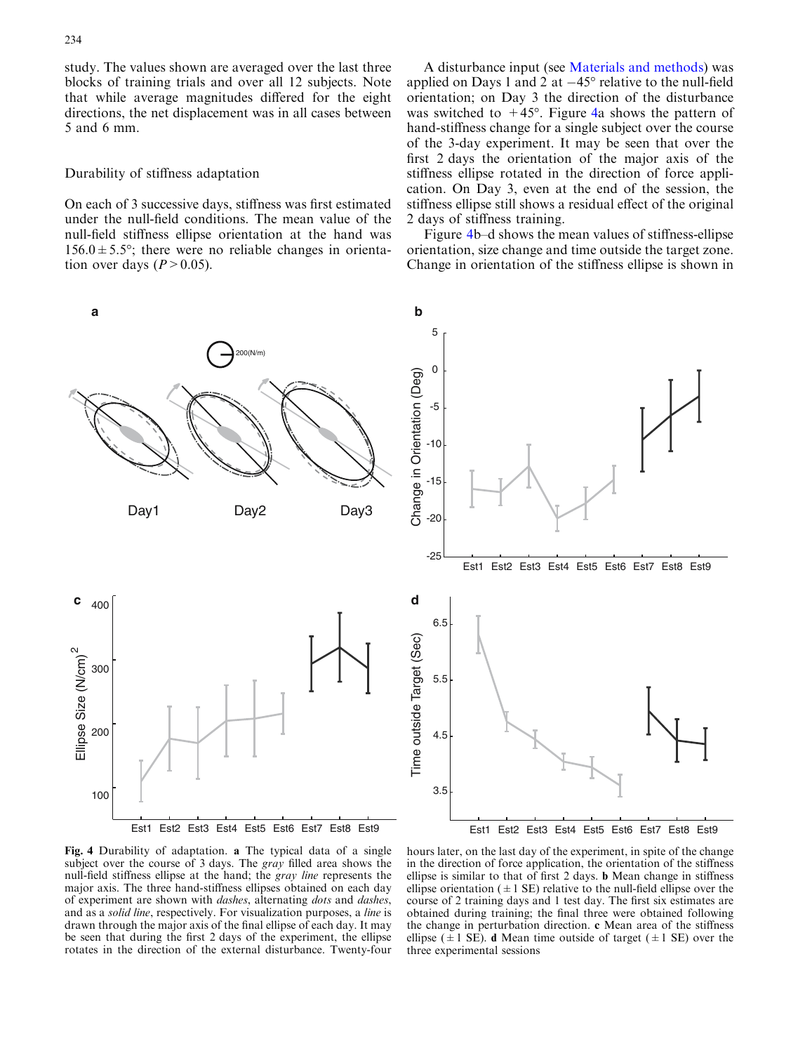study. The values shown are averaged over the last three blocks of training trials and over all 12 subjects. Note that while average magnitudes differed for the eight directions, the net displacement was in all cases between 5 and 6 mm.

## Durability of stiffness adaptation

On each of 3 successive days, stiffness was first estimated under the null-field conditions. The mean value of the null-field stiffness ellipse orientation at the hand was $156.0 \pm 5.5°$; there were no reliable changes in orientation over days ($P > 0.05$).

A disturbance input (see Materials and methods) was applied on Days 1 and 2 at −45° relative to the null-field orientation; on Day 3 the direction of the disturbance was switched to +45°. Figure 4a shows the pattern of hand-stiffness change for a single subject over the course of the 3-day experiment. It may be seen that over the first 2 days the orientation of the major axis of the stiffness ellipse rotated in the direction of force application. On Day 3, even at the end of the session, the stiffness ellipse still shows a residual effect of the original 2 days of stiffness training.

Figure 4b–d shows the mean values of stiffness-ellipse orientation, size change and time outside the target zone. Change in orientation of the stiffness ellipse is shown in

a

200(N/m)

Day1 Day2 Day3

b

Change in Orientation (Deg)

5
0
-5
-10
-15
-20
-25

Est1 Est2 Est3 Est4 Est5 Est6 Est7 Est8 Est9

c

Ellipse Size $(N/cm)^2$

400
300
200
100

Est1 Est2 Est3 Est4 Est5 Est6 Est7 Est8 Est9

d

Time outside Target (Sec)

6.5
5.5
4.5
3.5

Est1 Est2 Est3 Est4 Est5 Est6 Est7 Est8 Est9

**Fig. 4** Durability of adaptation. **a** The typical data of a single subject over the course of 3 days. The *gray* filled area shows the null-field stiffness ellipse at the hand; the *gray line* represents the major axis. The three hand-stiffness ellipses obtained on each day of experiment are shown with *dashes*, alternating *dots* and *dashes*, and as a *solid line*, respectively. For visualization purposes, a *line* is drawn through the major axis of the final ellipse of each day. It may be seen that during the first 2 days of the experiment, the ellipse rotates in the direction of the external disturbance. Twenty-four hours later, on the last day of the experiment, in spite of the change in the direction of force application, the orientation of the stiffness ellipse is similar to that of first 2 days. **b** Mean change in stiffness ellipse orientation ($\pm 1$ SE) relative to the null-field ellipse over the course of 2 training days and 1 test day. The first six estimates are obtained during training; the final three were obtained following the change in perturbation direction. **c** Mean area of the stiffness ellipse ($\pm 1$ SE). **d** Mean time outside of target ($\pm 1$ SE) over the three experimental sessions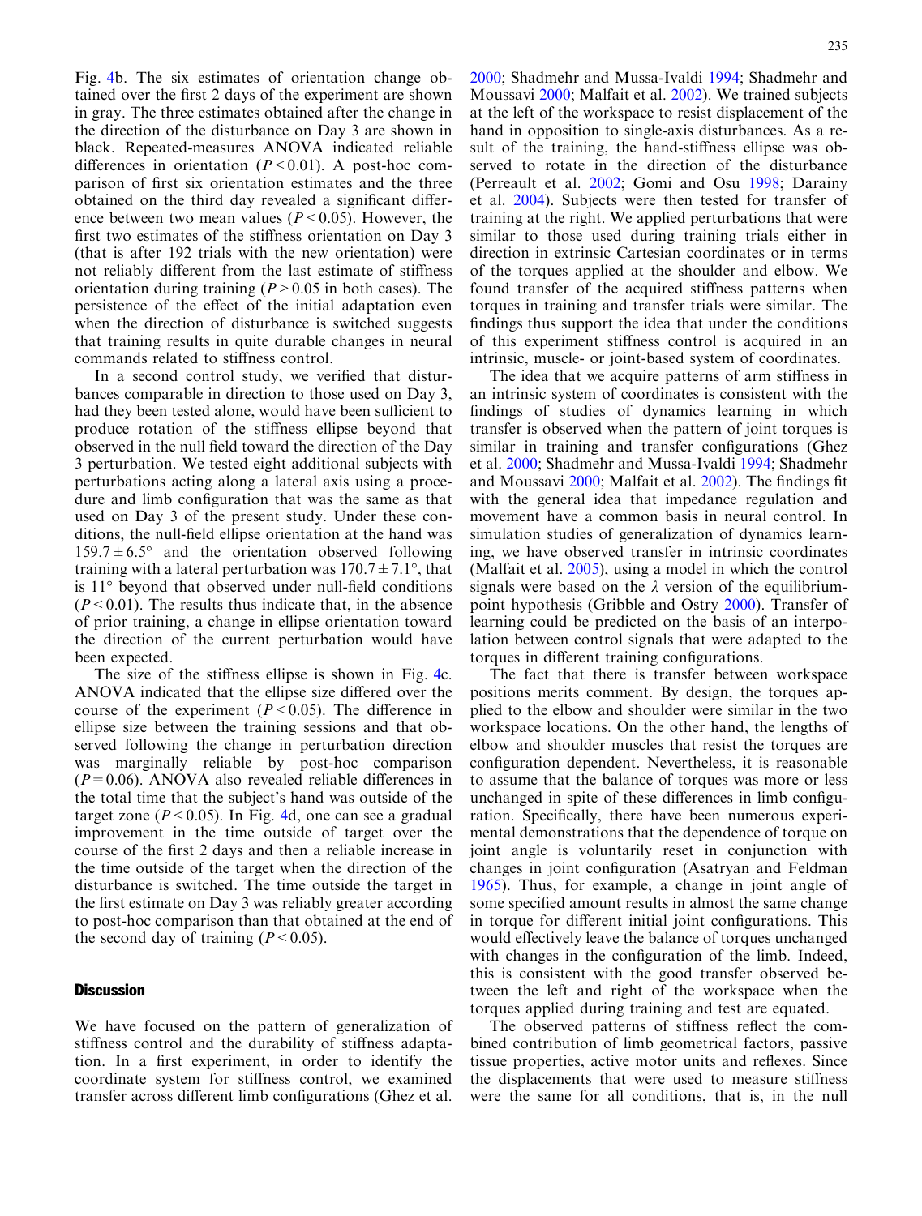Fig. 4b. The six estimates of orientation change obtained over the first 2 days of the experiment are shown in gray. The three estimates obtained after the change in the direction of the disturbance on Day 3 are shown in black. Repeated-measures ANOVA indicated reliable differences in orientation ($P<0.01$). A post-hoc comparison of first six orientation estimates and the three obtained on the third day revealed a significant difference between two mean values ($P<0.05$). However, the first two estimates of the stiffness orientation on Day 3 (that is after 192 trials with the new orientation) were not reliably different from the last estimate of stiffness orientation during training ($P>0.05$ in both cases). The persistence of the effect of the initial adaptation even when the direction of disturbance is switched suggests that training results in quite durable changes in neural commands related to stiffness control.

In a second control study, we verified that disturbances comparable in direction to those used on Day 3, had they been tested alone, would have been sufficient to produce rotation of the stiffness ellipse beyond that observed in the null field toward the direction of the Day 3 perturbation. We tested eight additional subjects with perturbations acting along a lateral axis using a procedure and limb configuration that was the same as that used on Day 3 of the present study. Under these conditions, the null-field ellipse orientation at the hand was $159.7 \pm 6.5°$ and the orientation observed following training with a lateral perturbation was $170.7 \pm 7.1°$, that is 11° beyond that observed under null-field conditions ($P<0.01$). The results thus indicate that, in the absence of prior training, a change in ellipse orientation toward the direction of the current perturbation would have been expected.

The size of the stiffness ellipse is shown in Fig. 4c. ANOVA indicated that the ellipse size differed over the course of the experiment ($P<0.05$). The difference in ellipse size between the training sessions and that observed following the change in perturbation direction was marginally reliable by post-hoc comparison ($P=0.06$). ANOVA also revealed reliable differences in the total time that the subject's hand was outside of the target zone ($P<0.05$). In Fig. 4d, one can see a gradual improvement in the time outside of target over the course of the first 2 days and then a reliable increase in the time outside of the target when the direction of the disturbance is switched. The time outside the target in the first estimate on Day 3 was reliably greater according to post-hoc comparison than that obtained at the end of the second day of training ($P<0.05$).

## Discussion

We have focused on the pattern of generalization of stiffness control and the durability of stiffness adaptation. In a first experiment, in order to identify the coordinate system for stiffness control, we examined transfer across different limb configurations (Ghez et al. 2000; Shadmehr and Mussa-Ivaldi 1994; Shadmehr and Moussavi 2000; Malfait et al. 2002). We trained subjects at the left of the workspace to resist displacement of the hand in opposition to single-axis disturbances. As a result of the training, the hand-stiffness ellipse was observed to rotate in the direction of the disturbance (Perreault et al. 2002; Gomi and Osu 1998; Darainy et al. 2004). Subjects were then tested for transfer of training at the right. We applied perturbations that were similar to those used during training trials either in direction in extrinsic Cartesian coordinates or in terms of the torques applied at the shoulder and elbow. We found transfer of the acquired stiffness patterns when torques in training and transfer trials were similar. The findings thus support the idea that under the conditions of this experiment stiffness control is acquired in an intrinsic, muscle- or joint-based system of coordinates.

The idea that we acquire patterns of arm stiffness in an intrinsic system of coordinates is consistent with the findings of studies of dynamics learning in which transfer is observed when the pattern of joint torques is similar in training and transfer configurations (Ghez et al. 2000; Shadmehr and Mussa-Ivaldi 1994; Shadmehr and Moussavi 2000; Malfait et al. 2002). The findings fit with the general idea that impedance regulation and movement have a common basis in neural control. In simulation studies of generalization of dynamics learning, we have observed transfer in intrinsic coordinates (Malfait et al. 2005), using a model in which the control signals were based on the $\lambda$ version of the equilibrium-point hypothesis (Gribble and Ostry 2000). Transfer of learning could be predicted on the basis of an interpolation between control signals that were adapted to the torques in different training configurations.

The fact that there is transfer between workspace positions merits comment. By design, the torques applied to the elbow and shoulder were similar in the two workspace locations. On the other hand, the lengths of elbow and shoulder muscles that resist the torques are configuration dependent. Nevertheless, it is reasonable to assume that the balance of torques was more or less unchanged in spite of these differences in limb configuration. Specifically, there have been numerous experimental demonstrations that the dependence of torque on joint angle is voluntarily reset in conjunction with changes in joint configuration (Asatryan and Feldman 1965). Thus, for example, a change in joint angle of some specified amount results in almost the same change in torque for different initial joint configurations. This would effectively leave the balance of torques unchanged with changes in the configuration of the limb. Indeed, this is consistent with the good transfer observed between the left and right of the workspace when the torques applied during training and test are equated.

The observed patterns of stiffness reflect the combined contribution of limb geometrical factors, passive tissue properties, active motor units and reflexes. Since the displacements that were used to measure stiffness were the same for all conditions, that is, in the null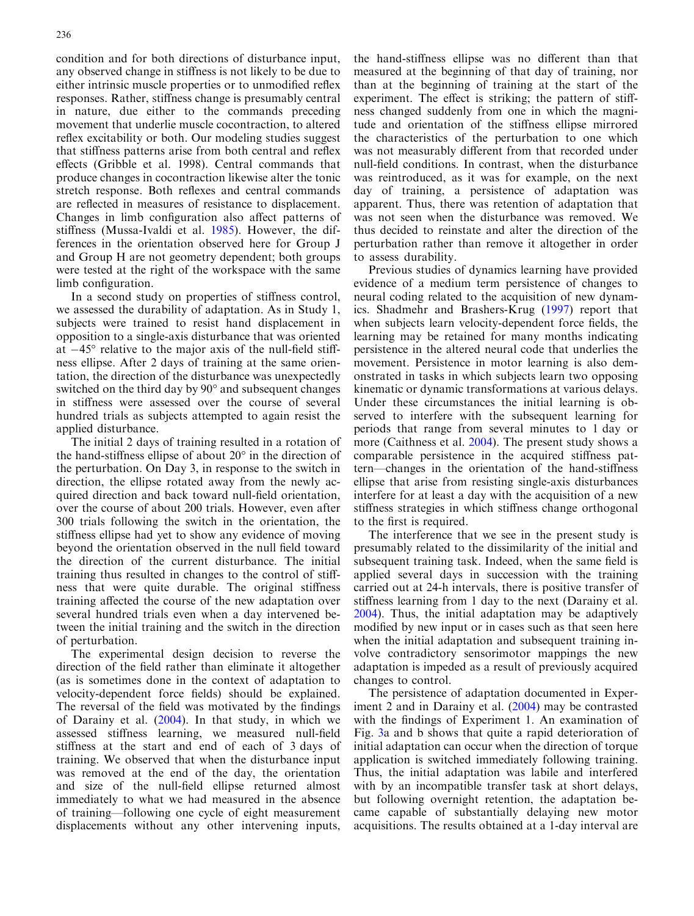condition and for both directions of disturbance input, any observed change in stiffness is not likely to be due to either intrinsic muscle properties or to unmodified reflex responses. Rather, stiffness change is presumably central in nature, due either to the commands preceding movement that underlie muscle cocontraction, to altered reflex excitability or both. Our modeling studies suggest that stiffness patterns arise from both central and reflex effects (Gribble et al. 1998). Central commands that produce changes in cocontraction likewise alter the tonic stretch response. Both reflexes and central commands are reflected in measures of resistance to displacement. Changes in limb configuration also affect patterns of stiffness (Mussa-Ivaldi et al. 1985). However, the differences in the orientation observed here for Group J and Group H are not geometry dependent; both groups were tested at the right of the workspace with the same limb configuration.

In a second study on properties of stiffness control, we assessed the durability of adaptation. As in Study 1, subjects were trained to resist hand displacement in opposition to a single-axis disturbance that was oriented at $-45°$ relative to the major axis of the null-field stiffness ellipse. After 2 days of training at the same orientation, the direction of the disturbance was unexpectedly switched on the third day by 90° and subsequent changes in stiffness were assessed over the course of several hundred trials as subjects attempted to again resist the applied disturbance.

The initial 2 days of training resulted in a rotation of the hand-stiffness ellipse of about 20° in the direction of the perturbation. On Day 3, in response to the switch in direction, the ellipse rotated away from the newly acquired direction and back toward null-field orientation, over the course of about 200 trials. However, even after 300 trials following the switch in the orientation, the stiffness ellipse had yet to show any evidence of moving beyond the orientation observed in the null field toward the direction of the current disturbance. The initial training thus resulted in changes to the control of stiffness that were quite durable. The original stiffness training affected the course of the new adaptation over several hundred trials even when a day intervened between the initial training and the switch in the direction of perturbation.

The experimental design decision to reverse the direction of the field rather than eliminate it altogether (as is sometimes done in the context of adaptation to velocity-dependent force fields) should be explained. The reversal of the field was motivated by the findings of Darainy et al. (2004). In that study, in which we assessed stiffness learning, we measured null-field stiffness at the start and end of each of 3 days of training. We observed that when the disturbance input was removed at the end of the day, the orientation and size of the null-field ellipse returned almost immediately to what we had measured in the absence of training—following one cycle of eight measurement displacements without any other intervening inputs, the hand-stiffness ellipse was no different than that measured at the beginning of that day of training, nor than at the beginning of training at the start of the experiment. The effect is striking; the pattern of stiffness changed suddenly from one in which the magnitude and orientation of the stiffness ellipse mirrored the characteristics of the perturbation to one which was not measurably different from that recorded under null-field conditions. In contrast, when the disturbance was reintroduced, as it was for example, on the next day of training, a persistence of adaptation was apparent. Thus, there was retention of adaptation that was not seen when the disturbance was removed. We thus decided to reinstate and alter the direction of the perturbation rather than remove it altogether in order to assess durability.

Previous studies of dynamics learning have provided evidence of a medium term persistence of changes to neural coding related to the acquisition of new dynamics. Shadmehr and Brashers-Krug (1997) report that when subjects learn velocity-dependent force fields, the learning may be retained for many months indicating persistence in the altered neural code that underlies the movement. Persistence in motor learning is also demonstrated in tasks in which subjects learn two opposing kinematic or dynamic transformations at various delays. Under these circumstances the initial learning is observed to interfere with the subsequent learning for periods that range from several minutes to 1 day or more (Caithness et al. 2004). The present study shows a comparable persistence in the acquired stiffness pattern—changes in the orientation of the hand-stiffness ellipse that arise from resisting single-axis disturbances interfere for at least a day with the acquisition of a new stiffness strategies in which stiffness change orthogonal to the first is required.

The interference that we see in the present study is presumably related to the dissimilarity of the initial and subsequent training task. Indeed, when the same field is applied several days in succession with the training carried out at 24-h intervals, there is positive transfer of stiffness learning from 1 day to the next (Darainy et al. 2004). Thus, the initial adaptation may be adaptively modified by new input or in cases such as that seen here when the initial adaptation and subsequent training involve contradictory sensorimotor mappings the new adaptation is impeded as a result of previously acquired changes to control.

The persistence of adaptation documented in Experiment 2 and in Darainy et al. (2004) may be contrasted with the findings of Experiment 1. An examination of Fig. 3a and b shows that quite a rapid deterioration of initial adaptation can occur when the direction of torque application is switched immediately following training. Thus, the initial adaptation was labile and interfered with by an incompatible transfer task at short delays, but following overnight retention, the adaptation became capable of substantially delaying new motor acquisitions. The results obtained at a 1-day interval are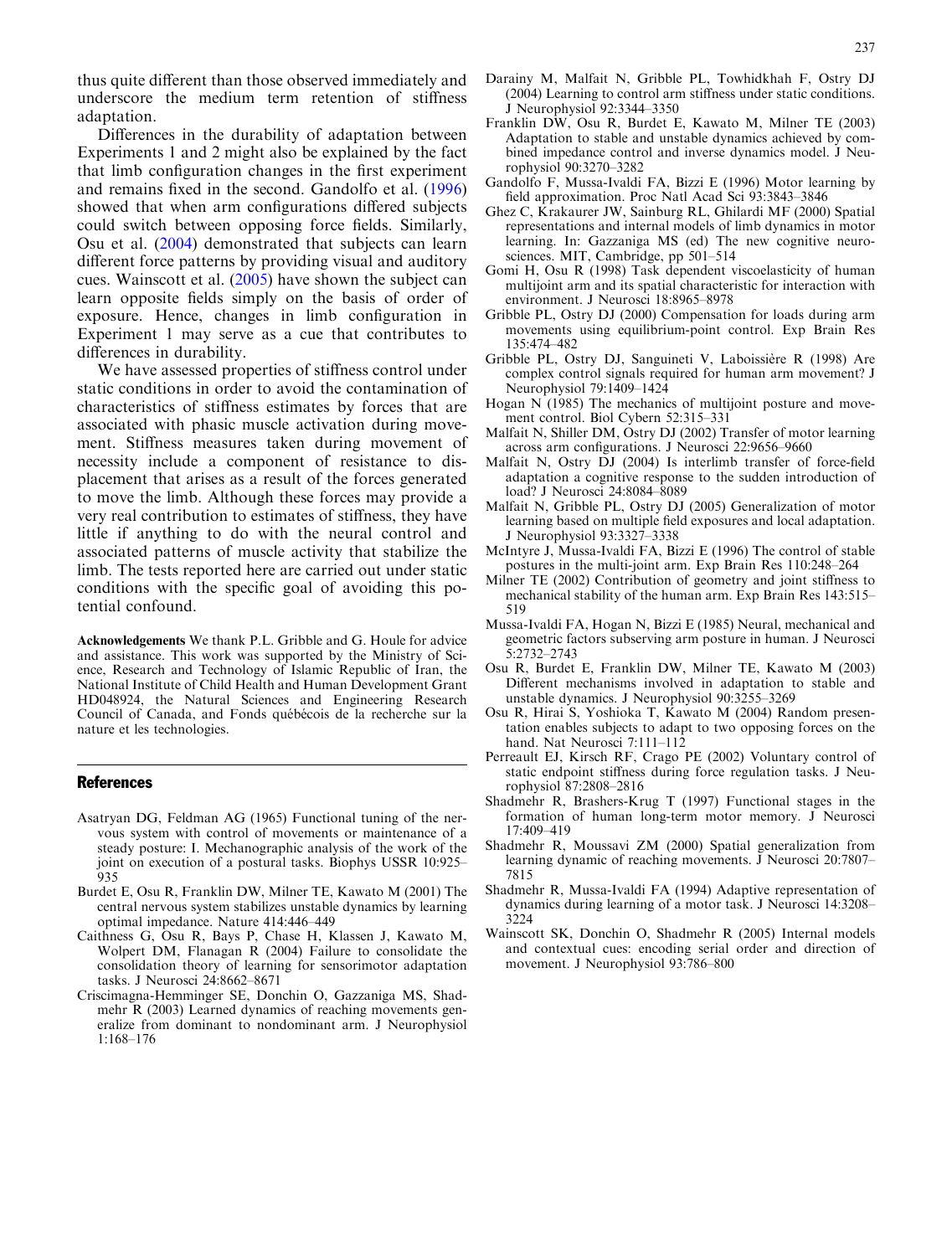thus quite different than those observed immediately and underscore the medium term retention of stiffness adaptation.

Differences in the durability of adaptation between Experiments 1 and 2 might also be explained by the fact that limb configuration changes in the first experiment and remains fixed in the second. Gandolfo et al. (1996) showed that when arm configurations differed subjects could switch between opposing force fields. Similarly, Osu et al. (2004) demonstrated that subjects can learn different force patterns by providing visual and auditory cues. Wainscott et al. (2005) have shown the subject can learn opposite fields simply on the basis of order of exposure. Hence, changes in limb configuration in Experiment 1 may serve as a cue that contributes to differences in durability.

We have assessed properties of stiffness control under static conditions in order to avoid the contamination of characteristics of stiffness estimates by forces that are associated with phasic muscle activation during movement. Stiffness measures taken during movement of necessity include a component of resistance to displacement that arises as a result of the forces generated to move the limb. Although these forces may provide a very real contribution to estimates of stiffness, they have little if anything to do with the neural control and associated patterns of muscle activity that stabilize the limb. The tests reported here are carried out under static conditions with the specific goal of avoiding this potential confound.

**Acknowledgements** We thank P.L. Gribble and G. Houle for advice and assistance. This work was supported by the Ministry of Science, Research and Technology of Islamic Republic of Iran, the National Institute of Child Health and Human Development Grant HD048924, the Natural Sciences and Engineering Research Council of Canada, and Fonds québécois de la recherche sur la nature et les technologies.

## References

Asatryan DG, Feldman AG (1965) Functional tuning of the nervous system with control of movements or maintenance of a steady posture: I. Mechanographic analysis of the work of the joint on execution of a postural tasks. Biophys USSR 10:925–935

Burdet E, Osu R, Franklin DW, Milner TE, Kawato M (2001) The central nervous system stabilizes unstable dynamics by learning optimal impedance. Nature 414:446–449

Caithness G, Osu R, Bays P, Chase H, Klassen J, Kawato M, Wolpert DM, Flanagan R (2004) Failure to consolidate the consolidation theory of learning for sensorimotor adaptation tasks. J Neurosci 24:8662–8671

Criscimagna-Hemminger SE, Donchin O, Gazzaniga MS, Shadmehr R (2003) Learned dynamics of reaching movements generalize from dominant to nondominant arm. J Neurophysiol 1:168–176

Darainy M, Malfait N, Gribble PL, Towhidkhah F, Ostry DJ (2004) Learning to control arm stiffness under static conditions. J Neurophysiol 92:3344–3350

Franklin DW, Osu R, Burdet E, Kawato M, Milner TE (2003) Adaptation to stable and unstable dynamics achieved by combined impedance control and inverse dynamics model. J Neurophysiol 90:3270–3282

Gandolfo F, Mussa-Ivaldi FA, Bizzi E (1996) Motor learning by field approximation. Proc Natl Acad Sci 93:3843–3846

Ghez C, Krakauer JW, Sainburg RL, Ghilardi MF (2000) Spatial representations and internal models of limb dynamics in motor learning. In: Gazzaniga MS (ed) The new cognitive neurosciences. MIT, Cambridge, pp 501–514

Gomi H, Osu R (1998) Task dependent viscoelasticity of human multijoint arm and its spatial characteristic for interaction with environment. J Neurosci 18:8965–8978

Gribble PL, Ostry DJ (2000) Compensation for loads during arm movements using equilibrium-point control. Exp Brain Res 135:474–482

Gribble PL, Ostry DJ, Sanguineti V, Laboissière R (1998) Are complex control signals required for human arm movement? J Neurophysiol 79:1409–1424

Hogan N (1985) The mechanics of multijoint posture and movement control. Biol Cybern 52:315–331

Malfait N, Shiller DM, Ostry DJ (2002) Transfer of motor learning across arm configurations. J Neurosci 22:9656–9660

Malfait N, Ostry DJ (2004) Is interlimb transfer of force-field adaptation a cognitive response to the sudden introduction of load? J Neurosci 24:8084–8089

Malfait N, Gribble PL, Ostry DJ (2005) Generalization of motor learning based on multiple field exposures and local adaptation. J Neurophysiol 93:3327–3338

McIntyre J, Mussa-Ivaldi FA, Bizzi E (1996) The control of stable postures in the multi-joint arm. Exp Brain Res 110:248–264

Milner TE (2002) Contribution of geometry and joint stiffness to mechanical stability of the human arm. Exp Brain Res 143:515–519

Mussa-Ivaldi FA, Hogan N, Bizzi E (1985) Neural, mechanical and geometric factors subserving arm posture in human. J Neurosci 5:2732–2743

Osu R, Burdet E, Franklin DW, Milner TE, Kawato M (2003) Different mechanisms involved in adaptation to stable and unstable dynamics. J Neurophysiol 90:3255–3269

Osu R, Hirai S, Yoshioka T, Kawato M (2004) Random presentation enables subjects to adapt to two opposing forces on the hand. Nat Neurosci 7:111–112

Perreault EJ, Kirsch RF, Crago PE (2002) Voluntary control of static endpoint stiffness during force regulation tasks. J Neurophysiol 87:2808–2816

Shadmehr R, Brashers-Krug T (1997) Functional stages in the formation of human long-term motor memory. J Neurosci 17:409–419

Shadmehr R, Moussavi ZM (2000) Spatial generalization from learning dynamic of reaching movements. J Neurosci 20:7807–7815

Shadmehr R, Mussa-Ivaldi FA (1994) Adaptive representation of dynamics during learning of a motor task. J Neurosci 14:3208–3224

Wainscott SK, Donchin O, Shadmehr R (2005) Internal models and contextual cues: encoding serial order and direction of movement. J Neurophysiol 93:786–800